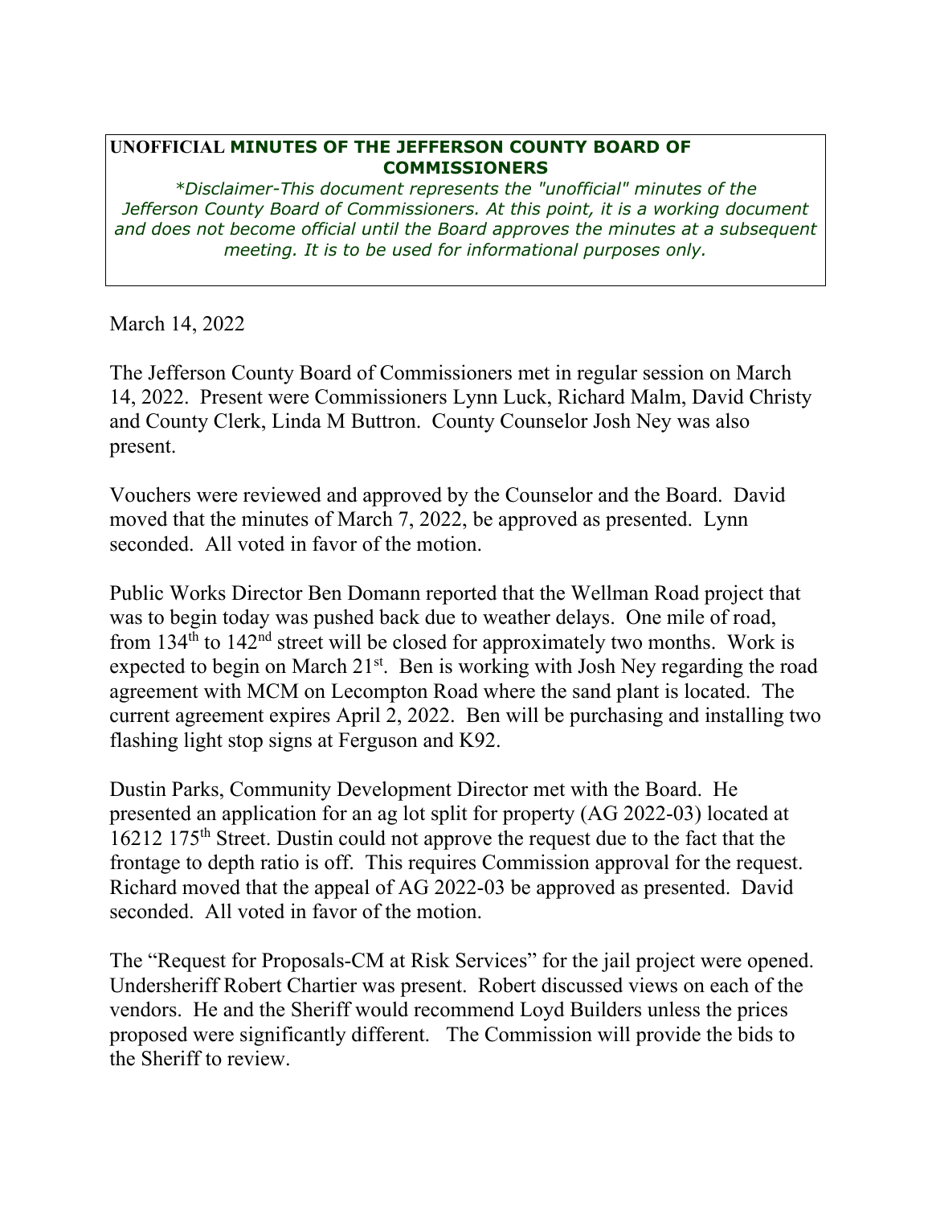**UNOFFICIAL MINUTES OF THE JEFFERSON COUNTY BOARD OF COMMISSIONERS**

*\*Disclaimer-This document represents the "unofficial" minutes of the Jefferson County Board of Commissioners. At this point, it is a working document and does not become official until the Board approves the minutes at a subsequent meeting. It is to be used for informational purposes only.*

March 14, 2022

The Jefferson County Board of Commissioners met in regular session on March 14, 2022. Present were Commissioners Lynn Luck, Richard Malm, David Christy and County Clerk, Linda M Buttron. County Counselor Josh Ney was also present.

Vouchers were reviewed and approved by the Counselor and the Board. David moved that the minutes of March 7, 2022, be approved as presented. Lynn seconded. All voted in favor of the motion.

Public Works Director Ben Domann reported that the Wellman Road project that was to begin today was pushed back due to weather delays. One mile of road, from 134th to 142nd street will be closed for approximately two months. Work is expected to begin on March 21st. Ben is working with Josh Ney regarding the road agreement with MCM on Lecompton Road where the sand plant is located. The current agreement expires April 2, 2022. Ben will be purchasing and installing two flashing light stop signs at Ferguson and K92.

Dustin Parks, Community Development Director met with the Board. He presented an application for an ag lot split for property (AG 2022-03) located at 16212 175th Street. Dustin could not approve the request due to the fact that the frontage to depth ratio is off. This requires Commission approval for the request. Richard moved that the appeal of AG 2022-03 be approved as presented. David seconded. All voted in favor of the motion.

The "Request for Proposals-CM at Risk Services" for the jail project were opened. Undersheriff Robert Chartier was present. Robert discussed views on each of the vendors. He and the Sheriff would recommend Loyd Builders unless the prices proposed were significantly different. The Commission will provide the bids to the Sheriff to review.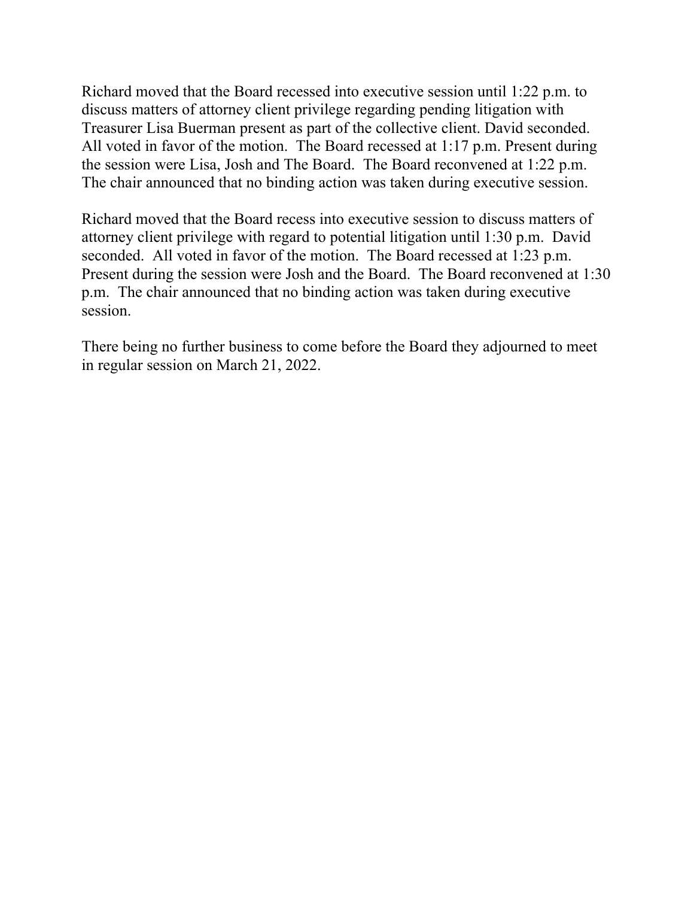Richard moved that the Board recessed into executive session until 1:22 p.m. to discuss matters of attorney client privilege regarding pending litigation with Treasurer Lisa Buerman present as part of the collective client. David seconded. All voted in favor of the motion. The Board recessed at 1:17 p.m. Present during the session were Lisa, Josh and The Board. The Board reconvened at 1:22 p.m. The chair announced that no binding action was taken during executive session.

Richard moved that the Board recess into executive session to discuss matters of attorney client privilege with regard to potential litigation until 1:30 p.m. David seconded. All voted in favor of the motion. The Board recessed at 1:23 p.m. Present during the session were Josh and the Board. The Board reconvened at 1:30 p.m. The chair announced that no binding action was taken during executive session.

There being no further business to come before the Board they adjourned to meet in regular session on March 21, 2022.